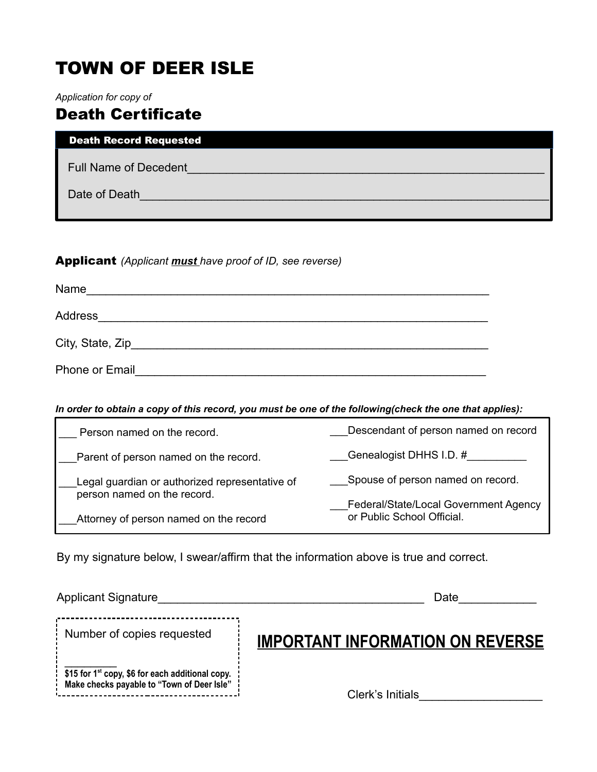# TOWN OF DEER ISLE

*Application for copy of*

## Death Certificate

**Death Record Requested**

Full Name of Decedent_______________________________________________________

Date of Death______________________________________________________________

**Applicant** *(Applicant **must** have proof of ID, see reverse)*

Name_____________________________________________________________

Address___________________________________________________________

City, State, Zip_____________________________________________________

Phone or Email_____________________________________________________

***In order to obtain a copy of this record, you must be one of the following(check the one that applies):***

| | |
|---|---|
| ___ Person named on the record. | ___Descendant of person named on record |
| ___Parent of person named on the record. | ___Genealogist DHHS I.D. #__________ |
| ___Legal guardian or authorized representative of person named on the record. | ___Spouse of person named on record. |
| ___Attorney of person named on the record | ___Federal/State/Local Government Agency or Public School Official. |

By my signature below, I swear/affirm that the information above is true and correct.

Applicant Signature_________________________________________ Date____________

Number of copies requested

_________

**$15 for 1st copy, $6 for each additional copy.**
**Make checks payable to "Town of Deer Isle"**

**IMPORTANT INFORMATION ON REVERSE**

Clerk's Initials___________________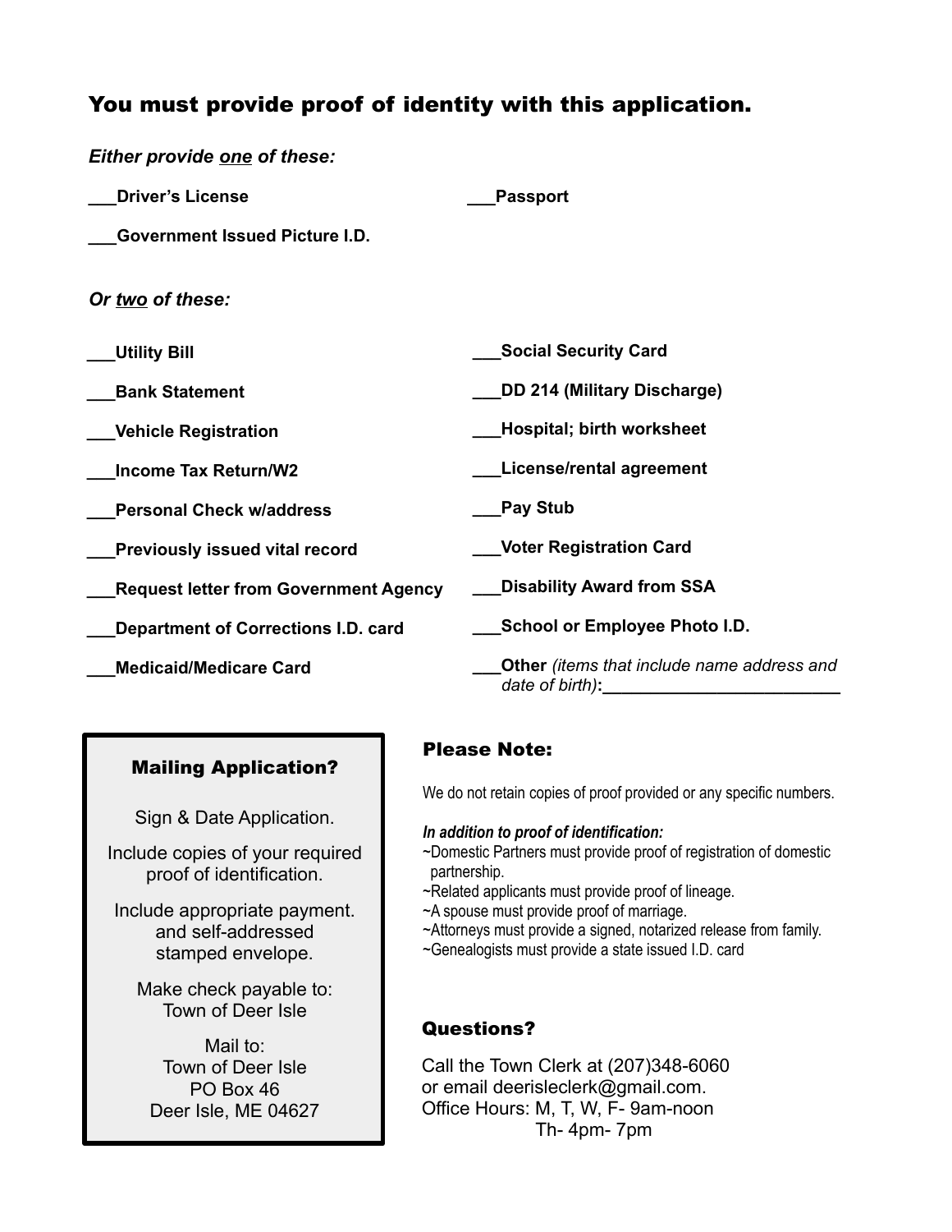## You must provide proof of identity with this application.

***Either provide one of these:***

- ___**Driver's License**
- ___**Passport**
- ___**Government Issued Picture I.D.**

***Or two of these:***

- ___**Utility Bill**
- ___**Bank Statement**
- ___**Vehicle Registration**
- ___**Income Tax Return/W2**
- ___**Personal Check w/address**
- ___**Previously issued vital record**
- ___**Request letter from Government Agency**
- ___**Department of Corrections I.D. card**
- ___**Medicaid/Medicare Card**
- ___**Social Security Card**
- ___**DD 214 (Military Discharge)**
- ___**Hospital; birth worksheet**
- ___**License/rental agreement**
- ___**Pay Stub**
- ___**Voter Registration Card**
- ___**Disability Award from SSA**
- ___**School or Employee Photo I.D.**
- ___**Other** *(items that include name address and date of birth)*:________________________

### Mailing Application?

Sign & Date Application.

Include copies of your required proof of identification.

Include appropriate payment. and self-addressed stamped envelope.

Make check payable to:
Town of Deer Isle

Mail to:
Town of Deer Isle
PO Box 46
Deer Isle, ME 04627

### Please Note:

We do not retain copies of proof provided or any specific numbers.

***In addition to proof of identification:***

~Domestic Partners must provide proof of registration of domestic partnership.
~Related applicants must provide proof of lineage.
~A spouse must provide proof of marriage.
~Attorneys must provide a signed, notarized release from family.
~Genealogists must provide a state issued I.D. card

### Questions?

Call the Town Clerk at (207)348-6060
or email deerisleclerk@gmail.com.
Office Hours: M, T, W, F- 9am-noon
Th- 4pm- 7pm